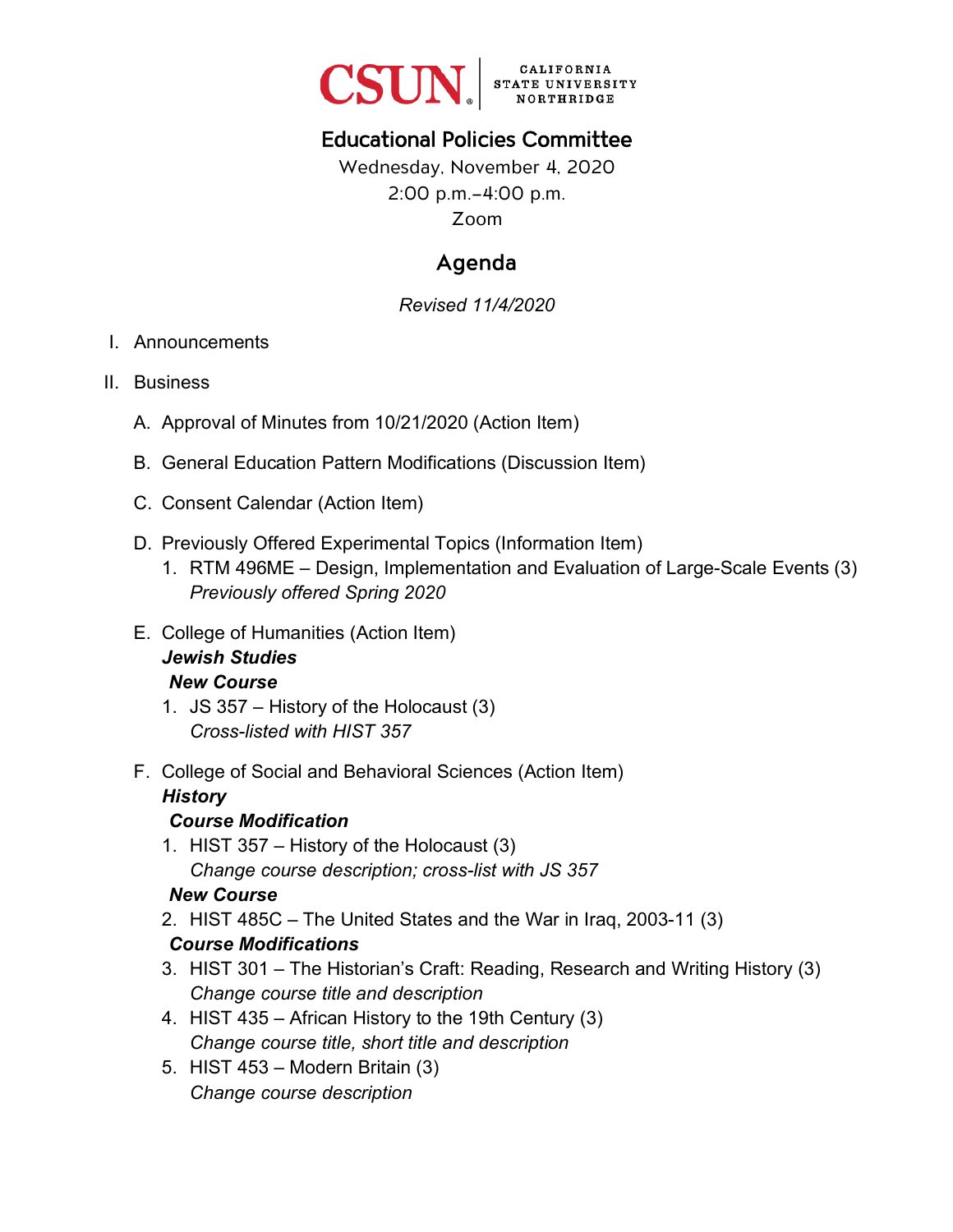CSUN | CALIFORNIA STATE UNIVERSITY NORTHRIDGE

# Educational Policies Committee

Wednesday, November 4, 2020
2:00 p.m.–4:00 p.m.
Zoom

## Agenda

*Revised 11/4/2020*

I. Announcements

II. Business

A. Approval of Minutes from 10/21/2020 (Action Item)

B. General Education Pattern Modifications (Discussion Item)

C. Consent Calendar (Action Item)

D. Previously Offered Experimental Topics (Information Item)

1. RTM 496ME – Design, Implementation and Evaluation of Large-Scale Events (3)
   *Previously offered Spring 2020*

E. College of Humanities (Action Item)

***Jewish Studies***

***New Course***

1. JS 357 – History of the Holocaust (3)
   *Cross-listed with HIST 357*

F. College of Social and Behavioral Sciences (Action Item)

***History***

***Course Modification***

1. HIST 357 – History of the Holocaust (3)
   *Change course description; cross-list with JS 357*

***New Course***

2. HIST 485C – The United States and the War in Iraq, 2003-11 (3)

***Course Modifications***

3. HIST 301 – The Historian's Craft: Reading, Research and Writing History (3)
   *Change course title and description*
4. HIST 435 – African History to the 19th Century (3)
   *Change course title, short title and description*
5. HIST 453 – Modern Britain (3)
   *Change course description*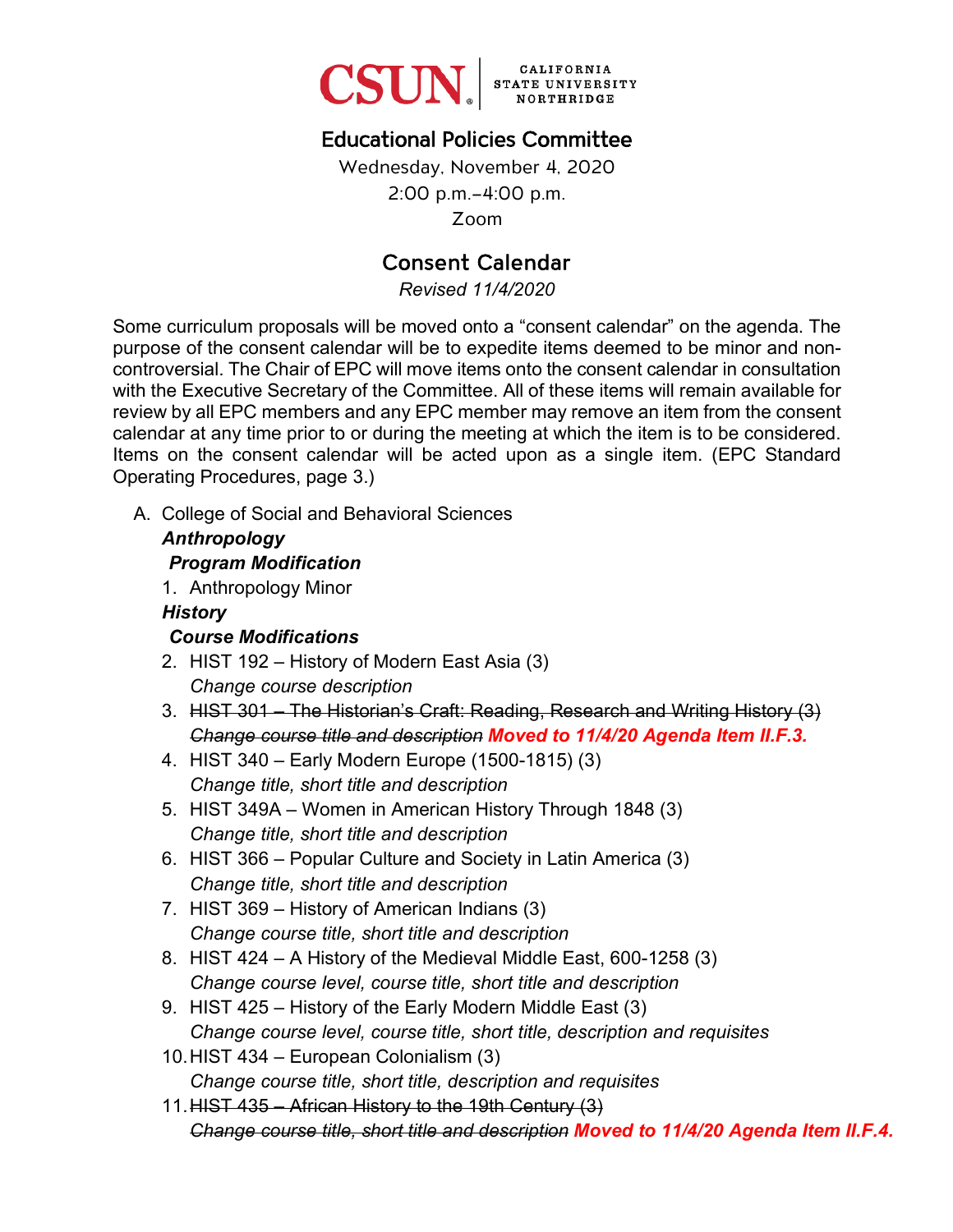CSUN | CALIFORNIA STATE UNIVERSITY NORTHRIDGE

# Educational Policies Committee

Wednesday, November 4, 2020
2:00 p.m.–4:00 p.m.
Zoom

## Consent Calendar

*Revised 11/4/2020*

Some curriculum proposals will be moved onto a "consent calendar" on the agenda. The purpose of the consent calendar will be to expedite items deemed to be minor and non-controversial. The Chair of EPC will move items onto the consent calendar in consultation with the Executive Secretary of the Committee. All of these items will remain available for review by all EPC members and any EPC member may remove an item from the consent calendar at any time prior to or during the meeting at which the item is to be considered. Items on the consent calendar will be acted upon as a single item. (EPC Standard Operating Procedures, page 3.)

A. College of Social and Behavioral Sciences

***Anthropology***

***Program Modification***

1. Anthropology Minor

***History***

***Course Modifications***

2. HIST 192 – History of Modern East Asia (3)
   *Change course description*
3. ~~HIST 301 – The Historian's Craft: Reading, Research and Writing History (3)~~
   ~~*Change course title and description*~~ ***Moved to 11/4/20 Agenda Item II.F.3.***
4. HIST 340 – Early Modern Europe (1500-1815) (3)
   *Change title, short title and description*
5. HIST 349A – Women in American History Through 1848 (3)
   *Change title, short title and description*
6. HIST 366 – Popular Culture and Society in Latin America (3)
   *Change title, short title and description*
7. HIST 369 – History of American Indians (3)
   *Change course title, short title and description*
8. HIST 424 – A History of the Medieval Middle East, 600-1258 (3)
   *Change course level, course title, short title and description*
9. HIST 425 – History of the Early Modern Middle East (3)
   *Change course level, course title, short title, description and requisites*
10. HIST 434 – European Colonialism (3)
    *Change course title, short title, description and requisites*
11. ~~HIST 435 – African History to the 19th Century (3)~~
    ~~*Change course title, short title and description*~~ ***Moved to 11/4/20 Agenda Item II.F.4.***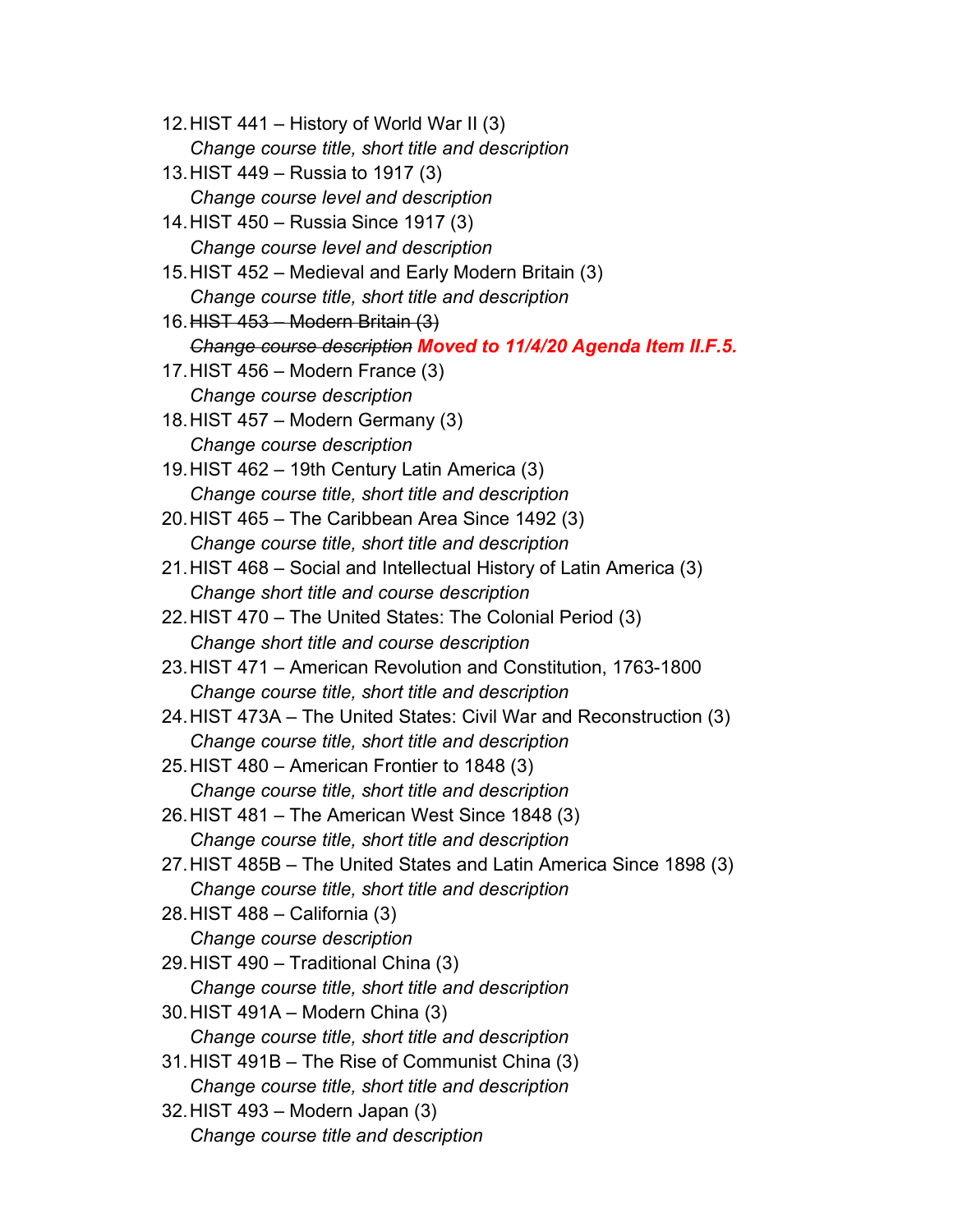12. HIST 441 – History of World War II (3)
    *Change course title, short title and description*
13. HIST 449 – Russia to 1917 (3)
    *Change course level and description*
14. HIST 450 – Russia Since 1917 (3)
    *Change course level and description*
15. HIST 452 – Medieval and Early Modern Britain (3)
    *Change course title, short title and description*
16. ~~HIST 453 – Modern Britain (3)~~
    ~~*Change course description*~~ ***Moved to 11/4/20 Agenda Item II.F.5.***
17. HIST 456 – Modern France (3)
    *Change course description*
18. HIST 457 – Modern Germany (3)
    *Change course description*
19. HIST 462 – 19th Century Latin America (3)
    *Change course title, short title and description*
20. HIST 465 – The Caribbean Area Since 1492 (3)
    *Change course title, short title and description*
21. HIST 468 – Social and Intellectual History of Latin America (3)
    *Change short title and course description*
22. HIST 470 – The United States: The Colonial Period (3)
    *Change short title and course description*
23. HIST 471 – American Revolution and Constitution, 1763-1800
    *Change course title, short title and description*
24. HIST 473A – The United States: Civil War and Reconstruction (3)
    *Change course title, short title and description*
25. HIST 480 – American Frontier to 1848 (3)
    *Change course title, short title and description*
26. HIST 481 – The American West Since 1848 (3)
    *Change course title, short title and description*
27. HIST 485B – The United States and Latin America Since 1898 (3)
    *Change course title, short title and description*
28. HIST 488 – California (3)
    *Change course description*
29. HIST 490 – Traditional China (3)
    *Change course title, short title and description*
30. HIST 491A – Modern China (3)
    *Change course title, short title and description*
31. HIST 491B – The Rise of Communist China (3)
    *Change course title, short title and description*
32. HIST 493 – Modern Japan (3)
    *Change course title and description*